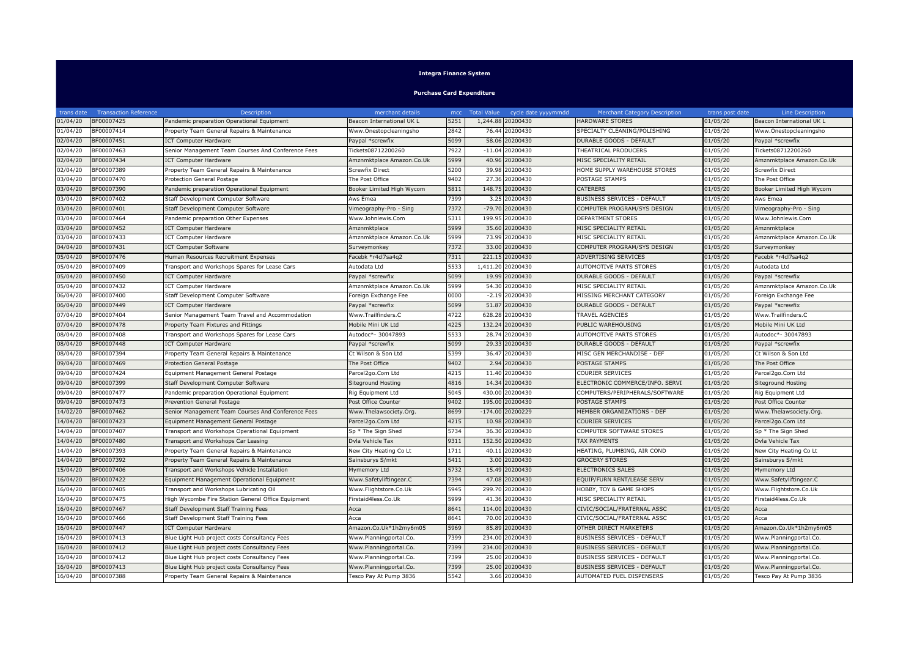# Integra Finance System

## Purchase Card Expenditure

| trans date | Transaction Reference | Description | merchant details | mcc | Total Value | cycle date yyyymmdd | Merchant Category Description | trans post date | Line Description |
|---|---|---|---|---|---|---|---|---|---|
| 01/04/20 | BF00007425 | Pandemic preparation Operational Equipment | Beacon International UK L | 5251 | 1,244.88 | 20200430 | HARDWARE STORES | 01/05/20 | Beacon International UK L |
| 01/04/20 | BF00007414 | Property Team General Repairs & Maintenance | Www.Onestopcleaningsho | 2842 | 76.44 | 20200430 | SPECIALTY CLEANING/POLISHING | 01/05/20 | Www.Onestopcleaningsho |
| 02/04/20 | BF00007451 | ICT Computer Hardware | Paypal *screwfix | 5099 | 58.06 | 20200430 | DURABLE GOODS - DEFAULT | 01/05/20 | Paypal *screwfix |
| 02/04/20 | BF00007463 | Senior Management Team Courses And Conference Fees | Tickets08712200260 | 7922 | -11.04 | 20200430 | THEATRICAL PRODUCERS | 01/05/20 | Tickets08712200260 |
| 02/04/20 | BF00007434 | ICT Computer Hardware | Amznmktplace Amazon.Co.Uk | 5999 | 40.96 | 20200430 | MISC SPECIALITY RETAIL | 01/05/20 | Amznmktplace Amazon.Co.Uk |
| 02/04/20 | BF00007389 | Property Team General Repairs & Maintenance | Screwfix Direct | 5200 | 39.98 | 20200430 | HOME SUPPLY WAREHOUSE STORES | 01/05/20 | Screwfix Direct |
| 03/04/20 | BF00007470 | Protection General Postage | The Post Office | 9402 | 27.36 | 20200430 | POSTAGE STAMPS | 01/05/20 | The Post Office |
| 03/04/20 | BF00007390 | Pandemic preparation Operational Equipment | Booker Limited High Wycom | 5811 | 148.75 | 20200430 | CATERERS | 01/05/20 | Booker Limited High Wycom |
| 03/04/20 | BF00007402 | Staff Development Computer Software | Aws Emea | 7399 | 3.25 | 20200430 | BUSINESS SERVICES - DEFAULT | 01/05/20 | Aws Emea |
| 03/04/20 | BF00007401 | Staff Development Computer Software | Vimeography-Pro - Sing | 7372 | -79.70 | 20200430 | COMPUTER PROGRAM/SYS DESIGN | 01/05/20 | Vimeography-Pro - Sing |
| 03/04/20 | BF00007464 | Pandemic preparation Other Expenses | Www.Johnlewis.Com | 5311 | 199.95 | 20200430 | DEPARTMENT STORES | 01/05/20 | Www.Johnlewis.Com |
| 03/04/20 | BF00007452 | ICT Computer Hardware | Amznmktplace | 5999 | 35.60 | 20200430 | MISC SPECIALITY RETAIL | 01/05/20 | Amznmktplace |
| 03/04/20 | BF00007433 | ICT Computer Hardware | Amznmktplace Amazon.Co.Uk | 5999 | 73.99 | 20200430 | MISC SPECIALITY RETAIL | 01/05/20 | Amznmktplace Amazon.Co.Uk |
| 04/04/20 | BF00007431 | ICT Computer Software | Surveymonkey | 7372 | 33.00 | 20200430 | COMPUTER PROGRAM/SYS DESIGN | 01/05/20 | Surveymonkey |
| 05/04/20 | BF00007476 | Human Resources Recruitment Expenses | Facebk *r4cl7sa4q2 | 7311 | 221.15 | 20200430 | ADVERTISING SERVICES | 01/05/20 | Facebk *r4cl7sa4q2 |
| 05/04/20 | BF00007409 | Transport and Workshops Spares for Lease Cars | Autodata Ltd | 5533 | 1,411.20 | 20200430 | AUTOMOTIVE PARTS STORES | 01/05/20 | Autodata Ltd |
| 05/04/20 | BF00007450 | ICT Computer Hardware | Paypal *screwfix | 5099 | 19.99 | 20200430 | DURABLE GOODS - DEFAULT | 01/05/20 | Paypal *screwfix |
| 05/04/20 | BF00007432 | ICT Computer Hardware | Amznmktplace Amazon.Co.Uk | 5999 | 54.30 | 20200430 | MISC SPECIALITY RETAIL | 01/05/20 | Amznmktplace Amazon.Co.Uk |
| 06/04/20 | BF00007400 | Staff Development Computer Software | Foreign Exchange Fee | 0000 | -2.19 | 20200430 | MISSING MERCHANT CATEGORY | 01/05/20 | Foreign Exchange Fee |
| 06/04/20 | BF00007449 | ICT Computer Hardware | Paypal *screwfix | 5099 | 51.87 | 20200430 | DURABLE GOODS - DEFAULT | 01/05/20 | Paypal *screwfix |
| 07/04/20 | BF00007404 | Senior Management Team Travel and Accommodation | Www.Trailfinders.C | 4722 | 628.28 | 20200430 | TRAVEL AGENCIES | 01/05/20 | Www.Trailfinders.C |
| 07/04/20 | BF00007478 | Property Team Fixtures and Fittings | Mobile Mini UK Ltd | 4225 | 132.24 | 20200430 | PUBLIC WAREHOUSING | 01/05/20 | Mobile Mini UK Ltd |
| 08/04/20 | BF00007408 | Transport and Workshops Spares for Lease Cars | Autodoc*- 30047893 | 5533 | 28.74 | 20200430 | AUTOMOTIVE PARTS STORES | 01/05/20 | Autodoc*- 30047893 |
| 08/04/20 | BF00007448 | ICT Computer Hardware | Paypal *screwfix | 5099 | 29.33 | 20200430 | DURABLE GOODS - DEFAULT | 01/05/20 | Paypal *screwfix |
| 08/04/20 | BF00007394 | Property Team General Repairs & Maintenance | Ct Wilson & Son Ltd | 5399 | 36.47 | 20200430 | MISC GEN MERCHANDISE - DEF | 01/05/20 | Ct Wilson & Son Ltd |
| 09/04/20 | BF00007469 | Protection General Postage | The Post Office | 9402 | 2.94 | 20200430 | POSTAGE STAMPS | 01/05/20 | The Post Office |
| 09/04/20 | BF00007424 | Equipment Management General Postage | Parcel2go.Com Ltd | 4215 | 11.40 | 20200430 | COURIER SERVICES | 01/05/20 | Parcel2go.Com Ltd |
| 09/04/20 | BF00007399 | Staff Development Computer Software | Siteground Hosting | 4816 | 14.34 | 20200430 | ELECTRONIC COMMERCE/INFO. SERVI | 01/05/20 | Siteground Hosting |
| 09/04/20 | BF00007477 | Pandemic preparation Operational Equipment | Rig Equipment Ltd | 5045 | 430.00 | 20200430 | COMPUTERS/PERIPHERALS/SOFTWARE | 01/05/20 | Rig Equipment Ltd |
| 09/04/20 | BF00007473 | Prevention General Postage | Post Office Counter | 9402 | 195.00 | 20200430 | POSTAGE STAMPS | 01/05/20 | Post Office Counter |
| 14/02/20 | BF00007462 | Senior Management Team Courses And Conference Fees | Www.Thelawsociety.Org. | 8699 | -174.00 | 20200229 | MEMBER ORGANIZATIONS - DEF | 01/05/20 | Www.Thelawsociety.Org. |
| 14/04/20 | BF00007423 | Equipment Management General Postage | Parcel2go.Com Ltd | 4215 | 10.98 | 20200430 | COURIER SERVICES | 01/05/20 | Parcel2go.Com Ltd |
| 14/04/20 | BF00007407 | Transport and Workshops Operational Equipment | Sp * The Sign Shed | 5734 | 36.30 | 20200430 | COMPUTER SOFTWARE STORES | 01/05/20 | Sp * The Sign Shed |
| 14/04/20 | BF00007480 | Transport and Workshops Car Leasing | Dvla Vehicle Tax | 9311 | 152.50 | 20200430 | TAX PAYMENTS | 01/05/20 | Dvla Vehicle Tax |
| 14/04/20 | BF00007393 | Property Team General Repairs & Maintenance | New City Heating Co Lt | 1711 | 40.11 | 20200430 | HEATING, PLUMBING, AIR COND | 01/05/20 | New City Heating Co Lt |
| 14/04/20 | BF00007392 | Property Team General Repairs & Maintenance | Sainsburys S/mkt | 5411 | 3.00 | 20200430 | GROCERY STORES | 01/05/20 | Sainsburys S/mkt |
| 15/04/20 | BF00007406 | Transport and Workshops Vehicle Installation | Mymemory Ltd | 5732 | 15.49 | 20200430 | ELECTRONICS SALES | 01/05/20 | Mymemory Ltd |
| 16/04/20 | BF00007422 | Equipment Management Operational Equipment | Www.Safetyliftingear.C | 7394 | 47.08 | 20200430 | EQUIP/FURN RENT/LEASE SERV | 01/05/20 | Www.Safetyliftingear.C |
| 16/04/20 | BF00007405 | Transport and Workshops Lubricating Oil | Www.Flightstore.Co.Uk | 5945 | 299.70 | 20200430 | HOBBY, TOY & GAME SHOPS | 01/05/20 | Www.Flightstore.Co.Uk |
| 16/04/20 | BF00007475 | High Wycombe Fire Station General Office Equipment | Firstaid4less.Co.Uk | 5999 | 41.36 | 20200430 | MISC SPECIALITY RETAIL | 01/05/20 | Firstaid4less.Co.Uk |
| 16/04/20 | BF00007467 | Staff Development Staff Training Fees | Acca | 8641 | 114.00 | 20200430 | CIVIC/SOCIAL/FRATERNAL ASSC | 01/05/20 | Acca |
| 16/04/20 | BF00007466 | Staff Development Staff Training Fees | Acca | 8641 | 70.00 | 20200430 | CIVIC/SOCIAL/FRATERNAL ASSC | 01/05/20 | Acca |
| 16/04/20 | BF00007447 | ICT Computer Hardware | Amazon.Co.Uk*1h2my6m05 | 5969 | 85.89 | 20200430 | OTHER DIRECT MARKETERS | 01/05/20 | Amazon.Co.Uk*1h2my6m05 |
| 16/04/20 | BF00007413 | Blue Light Hub project costs Consultancy Fees | Www.Planningportal.Co. | 7399 | 234.00 | 20200430 | BUSINESS SERVICES - DEFAULT | 01/05/20 | Www.Planningportal.Co. |
| 16/04/20 | BF00007412 | Blue Light Hub project costs Consultancy Fees | Www.Planningportal.Co. | 7399 | 234.00 | 20200430 | BUSINESS SERVICES - DEFAULT | 01/05/20 | Www.Planningportal.Co. |
| 16/04/20 | BF00007412 | Blue Light Hub project costs Consultancy Fees | Www.Planningportal.Co. | 7399 | 25.00 | 20200430 | BUSINESS SERVICES - DEFAULT | 01/05/20 | Www.Planningportal.Co. |
| 16/04/20 | BF00007413 | Blue Light Hub project costs Consultancy Fees | Www.Planningportal.Co. | 7399 | 25.00 | 20200430 | BUSINESS SERVICES - DEFAULT | 01/05/20 | Www.Planningportal.Co. |
| 16/04/20 | BF00007388 | Property Team General Repairs & Maintenance | Tesco Pay At Pump 3836 | 5542 | 3.66 | 20200430 | AUTOMATED FUEL DISPENSERS | 01/05/20 | Tesco Pay At Pump 3836 |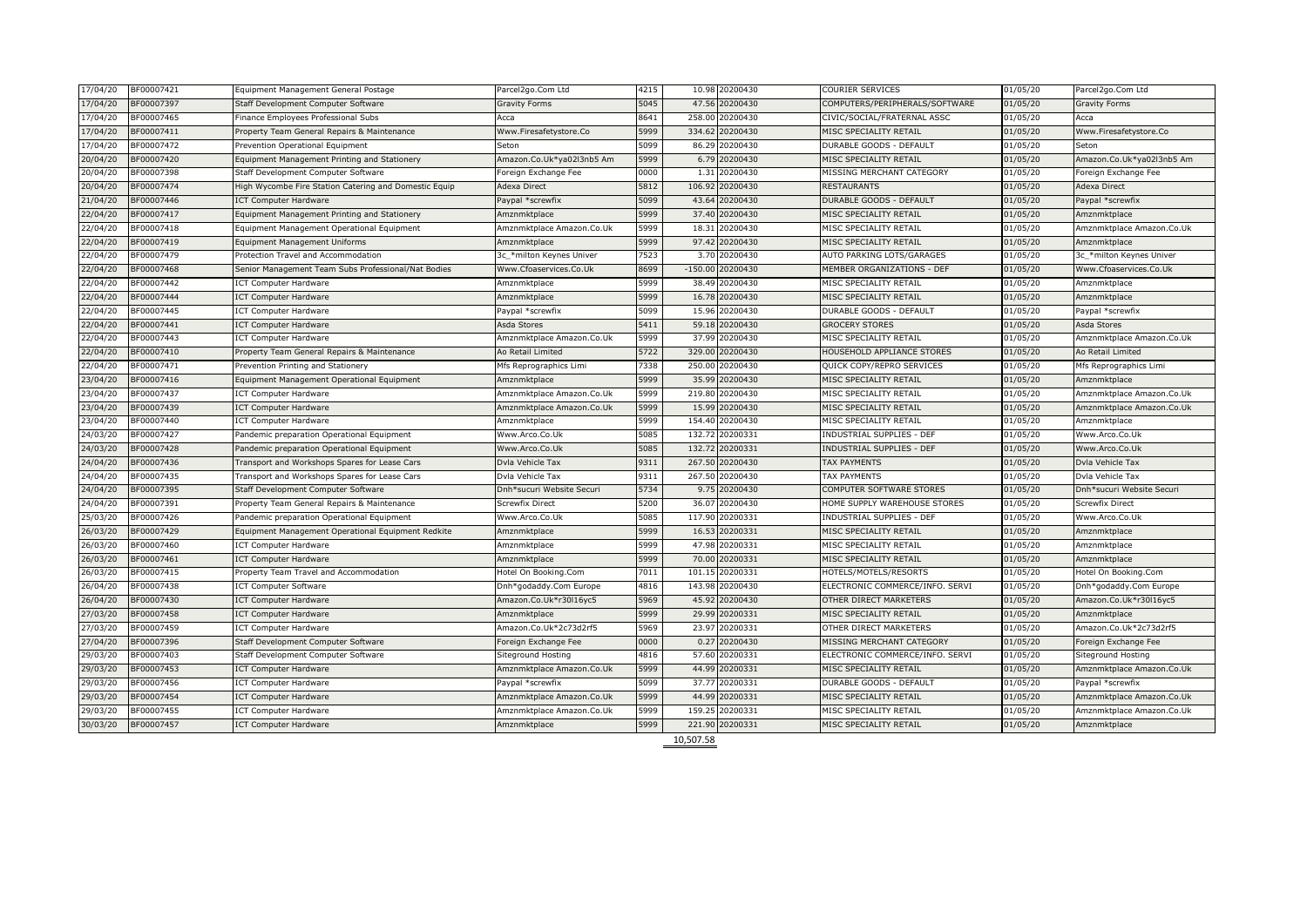| | | | | | | | | | |
|---|---|---|---|---|---|---|---|---|---|
| 17/04/20 | BF00007421 | Equipment Management General Postage | Parcel2go.Com Ltd | 4215 | 10.98 | 20200430 | COURIER SERVICES | 01/05/20 | Parcel2go.Com Ltd |
| 17/04/20 | BF00007397 | Staff Development Computer Software | Gravity Forms | 5045 | 47.56 | 20200430 | COMPUTERS/PERIPHERALS/SOFTWARE | 01/05/20 | Gravity Forms |
| 17/04/20 | BF00007465 | Finance Employees Professional Subs | Acca | 8641 | 258.00 | 20200430 | CIVIC/SOCIAL/FRATERNAL ASSC | 01/05/20 | Acca |
| 17/04/20 | BF00007411 | Property Team General Repairs & Maintenance | Www.Firesafetystore.Co | 5999 | 334.62 | 20200430 | MISC SPECIALITY RETAIL | 01/05/20 | Www.Firesafetystore.Co |
| 17/04/20 | BF00007472 | Prevention Operational Equipment | Seton | 5099 | 86.29 | 20200430 | DURABLE GOODS - DEFAULT | 01/05/20 | Seton |
| 20/04/20 | BF00007420 | Equipment Management Printing and Stationery | Amazon.Co.Uk*ya02l3nb5 Am | 5999 | 6.79 | 20200430 | MISC SPECIALITY RETAIL | 01/05/20 | Amazon.Co.Uk*ya02l3nb5 Am |
| 20/04/20 | BF00007398 | Staff Development Computer Software | Foreign Exchange Fee | 0000 | 1.31 | 20200430 | MISSING MERCHANT CATEGORY | 01/05/20 | Foreign Exchange Fee |
| 20/04/20 | BF00007474 | High Wycombe Fire Station Catering and Domestic Equip | Adexa Direct | 5812 | 106.92 | 20200430 | RESTAURANTS | 01/05/20 | Adexa Direct |
| 21/04/20 | BF00007446 | ICT Computer Hardware | Paypal *screwfix | 5099 | 43.64 | 20200430 | DURABLE GOODS - DEFAULT | 01/05/20 | Paypal *screwfix |
| 22/04/20 | BF00007417 | Equipment Management Printing and Stationery | Amznmktplace | 5999 | 37.40 | 20200430 | MISC SPECIALITY RETAIL | 01/05/20 | Amznmktplace |
| 22/04/20 | BF00007418 | Equipment Management Operational Equipment | Amznmktplace Amazon.Co.Uk | 5999 | 18.31 | 20200430 | MISC SPECIALITY RETAIL | 01/05/20 | Amznmktplace Amazon.Co.Uk |
| 22/04/20 | BF00007419 | Equipment Management Uniforms | Amznmktplace | 5999 | 97.42 | 20200430 | MISC SPECIALITY RETAIL | 01/05/20 | Amznmktplace |
| 22/04/20 | BF00007479 | Protection Travel and Accommodation | 3c_*milton Keynes Univer | 7523 | 3.70 | 20200430 | AUTO PARKING LOTS/GARAGES | 01/05/20 | 3c_*milton Keynes Univer |
| 22/04/20 | BF00007468 | Senior Management Team Subs Professional/Nat Bodies | Www.Cfoaservices.Co.Uk | 8699 | -150.00 | 20200430 | MEMBER ORGANIZATIONS - DEF | 01/05/20 | Www.Cfoaservices.Co.Uk |
| 22/04/20 | BF00007442 | ICT Computer Hardware | Amznmktplace | 5999 | 38.49 | 20200430 | MISC SPECIALITY RETAIL | 01/05/20 | Amznmktplace |
| 22/04/20 | BF00007444 | ICT Computer Hardware | Amznmktplace | 5999 | 16.78 | 20200430 | MISC SPECIALITY RETAIL | 01/05/20 | Amznmktplace |
| 22/04/20 | BF00007445 | ICT Computer Hardware | Paypal *screwfix | 5099 | 15.96 | 20200430 | DURABLE GOODS - DEFAULT | 01/05/20 | Paypal *screwfix |
| 22/04/20 | BF00007441 | ICT Computer Hardware | Asda Stores | 5411 | 59.18 | 20200430 | GROCERY STORES | 01/05/20 | Asda Stores |
| 22/04/20 | BF00007443 | ICT Computer Hardware | Amznmktplace Amazon.Co.Uk | 5999 | 37.99 | 20200430 | MISC SPECIALITY RETAIL | 01/05/20 | Amznmktplace Amazon.Co.Uk |
| 22/04/20 | BF00007410 | Property Team General Repairs & Maintenance | Ao Retail Limited | 5722 | 329.00 | 20200430 | HOUSEHOLD APPLIANCE STORES | 01/05/20 | Ao Retail Limited |
| 22/04/20 | BF00007471 | Prevention Printing and Stationery | Mfs Reprographics Limi | 7338 | 250.00 | 20200430 | QUICK COPY/REPRO SERVICES | 01/05/20 | Mfs Reprographics Limi |
| 23/04/20 | BF00007416 | Equipment Management Operational Equipment | Amznmktplace | 5999 | 35.99 | 20200430 | MISC SPECIALITY RETAIL | 01/05/20 | Amznmktplace |
| 23/04/20 | BF00007437 | ICT Computer Hardware | Amznmktplace Amazon.Co.Uk | 5999 | 219.80 | 20200430 | MISC SPECIALITY RETAIL | 01/05/20 | Amznmktplace Amazon.Co.Uk |
| 23/04/20 | BF00007439 | ICT Computer Hardware | Amznmktplace Amazon.Co.Uk | 5999 | 15.99 | 20200430 | MISC SPECIALITY RETAIL | 01/05/20 | Amznmktplace Amazon.Co.Uk |
| 23/04/20 | BF00007440 | ICT Computer Hardware | Amznmktplace | 5999 | 154.40 | 20200430 | MISC SPECIALITY RETAIL | 01/05/20 | Amznmktplace |
| 24/03/20 | BF00007427 | Pandemic preparation Operational Equipment | Www.Arco.Co.Uk | 5085 | 132.72 | 20200331 | INDUSTRIAL SUPPLIES - DEF | 01/05/20 | Www.Arco.Co.Uk |
| 24/03/20 | BF00007428 | Pandemic preparation Operational Equipment | Www.Arco.Co.Uk | 5085 | 132.72 | 20200331 | INDUSTRIAL SUPPLIES - DEF | 01/05/20 | Www.Arco.Co.Uk |
| 24/04/20 | BF00007436 | Transport and Workshops Spares for Lease Cars | Dvla Vehicle Tax | 9311 | 267.50 | 20200430 | TAX PAYMENTS | 01/05/20 | Dvla Vehicle Tax |
| 24/04/20 | BF00007435 | Transport and Workshops Spares for Lease Cars | Dvla Vehicle Tax | 9311 | 267.50 | 20200430 | TAX PAYMENTS | 01/05/20 | Dvla Vehicle Tax |
| 24/04/20 | BF00007395 | Staff Development Computer Software | Dnh*sucuri Website Securi | 5734 | 9.75 | 20200430 | COMPUTER SOFTWARE STORES | 01/05/20 | Dnh*sucuri Website Securi |
| 24/04/20 | BF00007391 | Property Team General Repairs & Maintenance | Screwfix Direct | 5200 | 36.07 | 20200430 | HOME SUPPLY WAREHOUSE STORES | 01/05/20 | Screwfix Direct |
| 25/03/20 | BF00007426 | Pandemic preparation Operational Equipment | Www.Arco.Co.Uk | 5085 | 117.90 | 20200331 | INDUSTRIAL SUPPLIES - DEF | 01/05/20 | Www.Arco.Co.Uk |
| 26/03/20 | BF00007429 | Equipment Management Operational Equipment Redkite | Amznmktplace | 5999 | 16.53 | 20200331 | MISC SPECIALITY RETAIL | 01/05/20 | Amznmktplace |
| 26/03/20 | BF00007460 | ICT Computer Hardware | Amznmktplace | 5999 | 47.98 | 20200331 | MISC SPECIALITY RETAIL | 01/05/20 | Amznmktplace |
| 26/03/20 | BF00007461 | ICT Computer Hardware | Amznmktplace | 5999 | 70.00 | 20200331 | MISC SPECIALITY RETAIL | 01/05/20 | Amznmktplace |
| 26/03/20 | BF00007415 | Property Team Travel and Accommodation | Hotel On Booking.Com | 7011 | 101.15 | 20200331 | HOTELS/MOTELS/RESORTS | 01/05/20 | Hotel On Booking.Com |
| 26/04/20 | BF00007438 | ICT Computer Software | Dnh*godaddy.Com Europe | 4816 | 143.98 | 20200430 | ELECTRONIC COMMERCE/INFO. SERVI | 01/05/20 | Dnh*godaddy.Com Europe |
| 26/04/20 | BF00007430 | ICT Computer Hardware | Amazon.Co.Uk*r30l16yc5 | 5969 | 45.92 | 20200430 | OTHER DIRECT MARKETERS | 01/05/20 | Amazon.Co.Uk*r30l16yc5 |
| 27/03/20 | BF00007458 | ICT Computer Hardware | Amznmktplace | 5999 | 29.99 | 20200331 | MISC SPECIALITY RETAIL | 01/05/20 | Amznmktplace |
| 27/03/20 | BF00007459 | ICT Computer Hardware | Amazon.Co.Uk*2c73d2rf5 | 5969 | 23.97 | 20200331 | OTHER DIRECT MARKETERS | 01/05/20 | Amazon.Co.Uk*2c73d2rf5 |
| 27/04/20 | BF00007396 | Staff Development Computer Software | Foreign Exchange Fee | 0000 | 0.27 | 20200430 | MISSING MERCHANT CATEGORY | 01/05/20 | Foreign Exchange Fee |
| 29/03/20 | BF00007403 | Staff Development Computer Software | Siteground Hosting | 4816 | 57.60 | 20200331 | ELECTRONIC COMMERCE/INFO. SERVI | 01/05/20 | Siteground Hosting |
| 29/03/20 | BF00007453 | ICT Computer Hardware | Amznmktplace Amazon.Co.Uk | 5999 | 44.99 | 20200331 | MISC SPECIALITY RETAIL | 01/05/20 | Amznmktplace Amazon.Co.Uk |
| 29/03/20 | BF00007456 | ICT Computer Hardware | Paypal *screwfix | 5099 | 37.77 | 20200331 | DURABLE GOODS - DEFAULT | 01/05/20 | Paypal *screwfix |
| 29/03/20 | BF00007454 | ICT Computer Hardware | Amznmktplace Amazon.Co.Uk | 5999 | 44.99 | 20200331 | MISC SPECIALITY RETAIL | 01/05/20 | Amznmktplace Amazon.Co.Uk |
| 29/03/20 | BF00007455 | ICT Computer Hardware | Amznmktplace Amazon.Co.Uk | 5999 | 159.25 | 20200331 | MISC SPECIALITY RETAIL | 01/05/20 | Amznmktplace Amazon.Co.Uk |
| 30/03/20 | BF00007457 | ICT Computer Hardware | Amznmktplace | 5999 | 221.90 | 20200331 | MISC SPECIALITY RETAIL | 01/05/20 | Amznmktplace |
| | | | | | 10,507.58 | | | | |